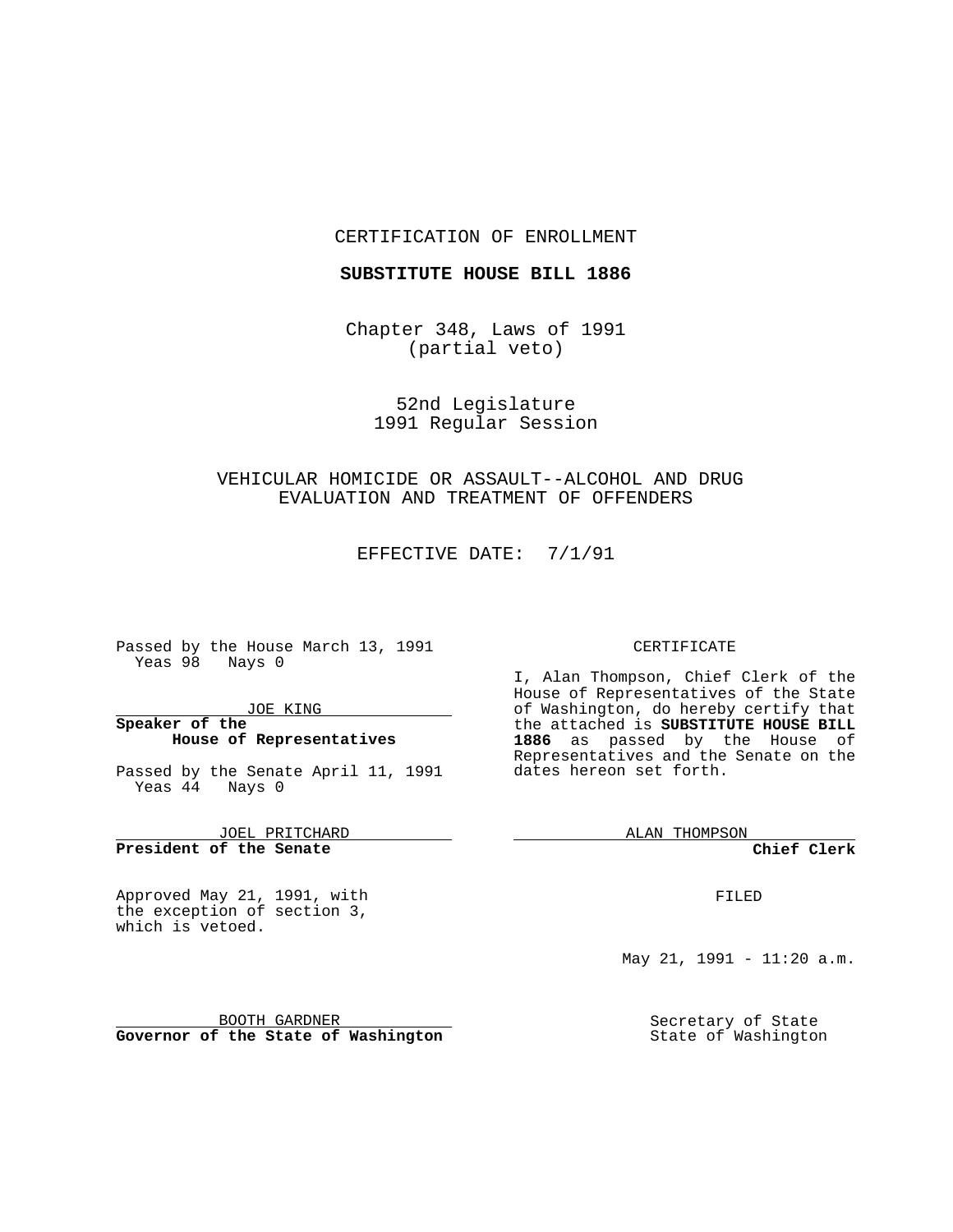CERTIFICATION OF ENROLLMENT

**SUBSTITUTE HOUSE BILL 1886**

Chapter 348, Laws of 1991
(partial veto)

52nd Legislature
1991 Regular Session

VEHICULAR HOMICIDE OR ASSAULT--ALCOHOL AND DRUG EVALUATION AND TREATMENT OF OFFENDERS

EFFECTIVE DATE: 7/1/91

Passed by the House March 13, 1991
Yeas 98 Nays 0

JOE KING
**Speaker of the House of Representatives**

Passed by the Senate April 11, 1991
Yeas 44 Nays 0

JOEL PRITCHARD
**President of the Senate**

Approved May 21, 1991, with the exception of section 3, which is vetoed.

BOOTH GARDNER
**Governor of the State of Washington**

CERTIFICATE

I, Alan Thompson, Chief Clerk of the House of Representatives of the State of Washington, do hereby certify that the attached is **SUBSTITUTE HOUSE BILL 1886** as passed by the House of Representatives and the Senate on the dates hereon set forth.

ALAN THOMPSON
**Chief Clerk**

FILED

May 21, 1991 - 11:20 a.m.

Secretary of State
State of Washington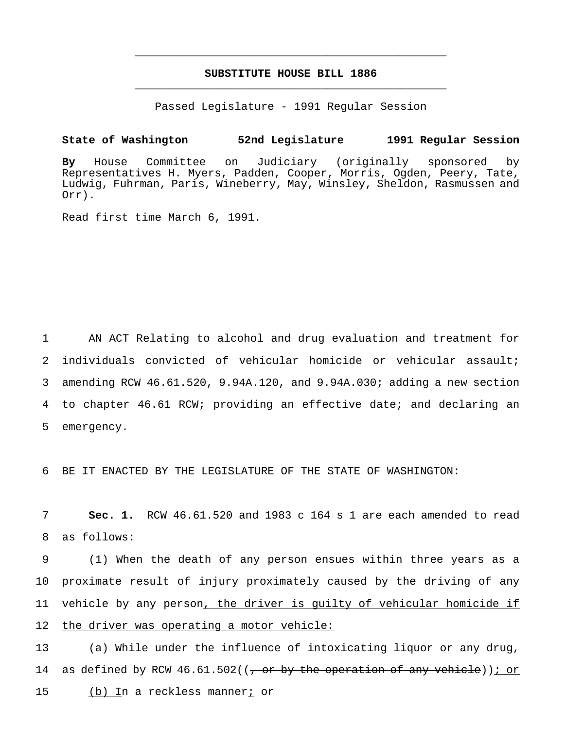# SUBSTITUTE HOUSE BILL 1886

Passed Legislature - 1991 Regular Session

**State of Washington 52nd Legislature 1991 Regular Session**

**By** House Committee on Judiciary (originally sponsored by Representatives H. Myers, Padden, Cooper, Morris, Ogden, Peery, Tate, Ludwig, Fuhrman, Paris, Wineberry, May, Winsley, Sheldon, Rasmussen and Orr).

Read first time March 6, 1991.

1 AN ACT Relating to alcohol and drug evaluation and treatment for
2 individuals convicted of vehicular homicide or vehicular assault;
3 amending RCW 46.61.520, 9.94A.120, and 9.94A.030; adding a new section
4 to chapter 46.61 RCW; providing an effective date; and declaring an
5 emergency.

6 BE IT ENACTED BY THE LEGISLATURE OF THE STATE OF WASHINGTON:

7 **Sec. 1.** RCW 46.61.520 and 1983 c 164 s 1 are each amended to read
8 as follows:

9 (1) When the death of any person ensues within three years as a
10 proximate result of injury proximately caused by the driving of any
11 vehicle by any person<u>, the driver is guilty of vehicular homicide if</u>
12 <u>the driver was operating a motor vehicle:</u>

13 <u>(a) W</u>hile under the influence of intoxicating liquor or any drug,
14 as defined by RCW 46.61.502((~~, or by the operation of any vehicle~~))<u>; or</u>

15 <u>(b) I</u>n a reckless manner<u>;</u> or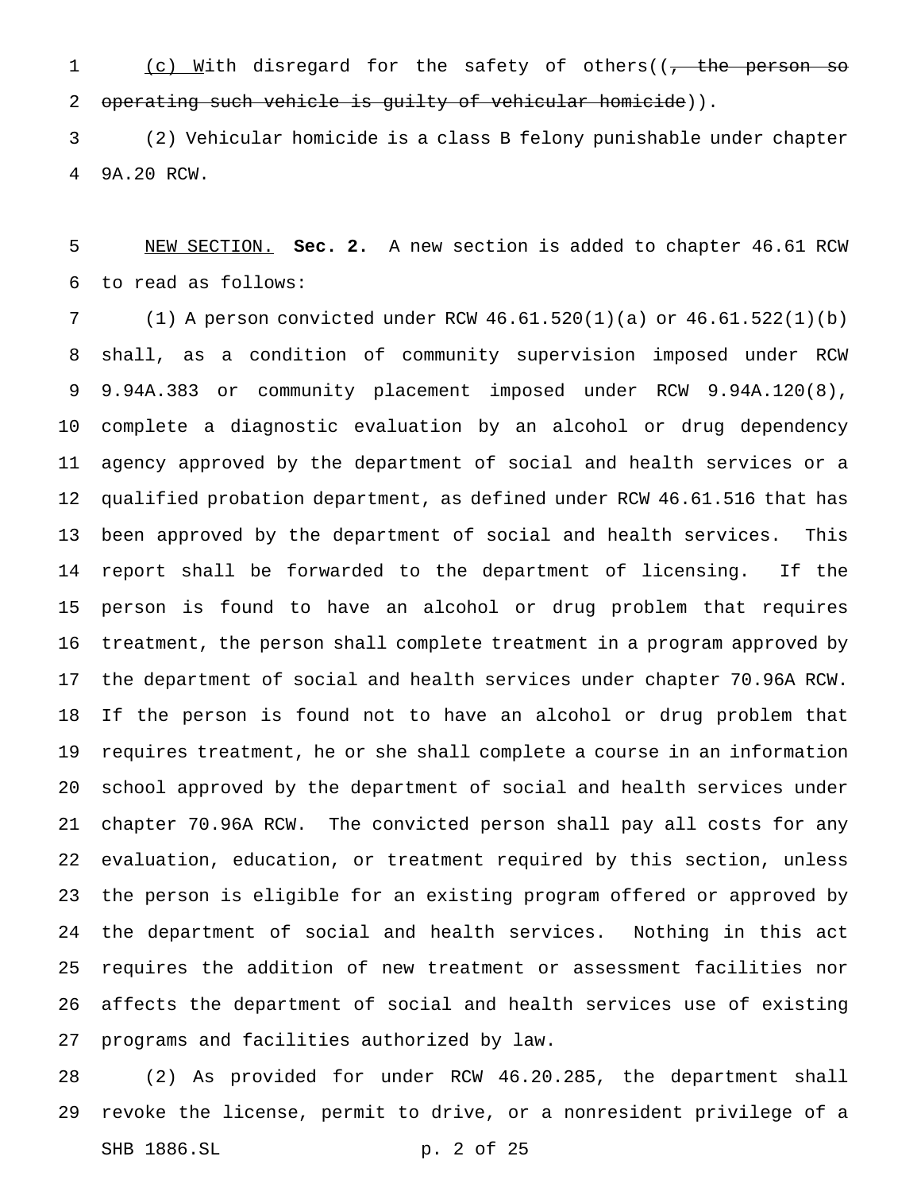(c) With disregard for the safety of others((~~, the person so operating such vehicle is guilty of vehicular homicide~~)).

(2) Vehicular homicide is a class B felony punishable under chapter 9A.20 RCW.

NEW SECTION. **Sec. 2.** A new section is added to chapter 46.61 RCW to read as follows:

(1) A person convicted under RCW 46.61.520(1)(a) or 46.61.522(1)(b) shall, as a condition of community supervision imposed under RCW 9.94A.383 or community placement imposed under RCW 9.94A.120(8), complete a diagnostic evaluation by an alcohol or drug dependency agency approved by the department of social and health services or a qualified probation department, as defined under RCW 46.61.516 that has been approved by the department of social and health services. This report shall be forwarded to the department of licensing. If the person is found to have an alcohol or drug problem that requires treatment, the person shall complete treatment in a program approved by the department of social and health services under chapter 70.96A RCW. If the person is found not to have an alcohol or drug problem that requires treatment, he or she shall complete a course in an information school approved by the department of social and health services under chapter 70.96A RCW. The convicted person shall pay all costs for any evaluation, education, or treatment required by this section, unless the person is eligible for an existing program offered or approved by the department of social and health services. Nothing in this act requires the addition of new treatment or assessment facilities nor affects the department of social and health services use of existing programs and facilities authorized by law.

(2) As provided for under RCW 46.20.285, the department shall revoke the license, permit to drive, or a nonresident privilege of a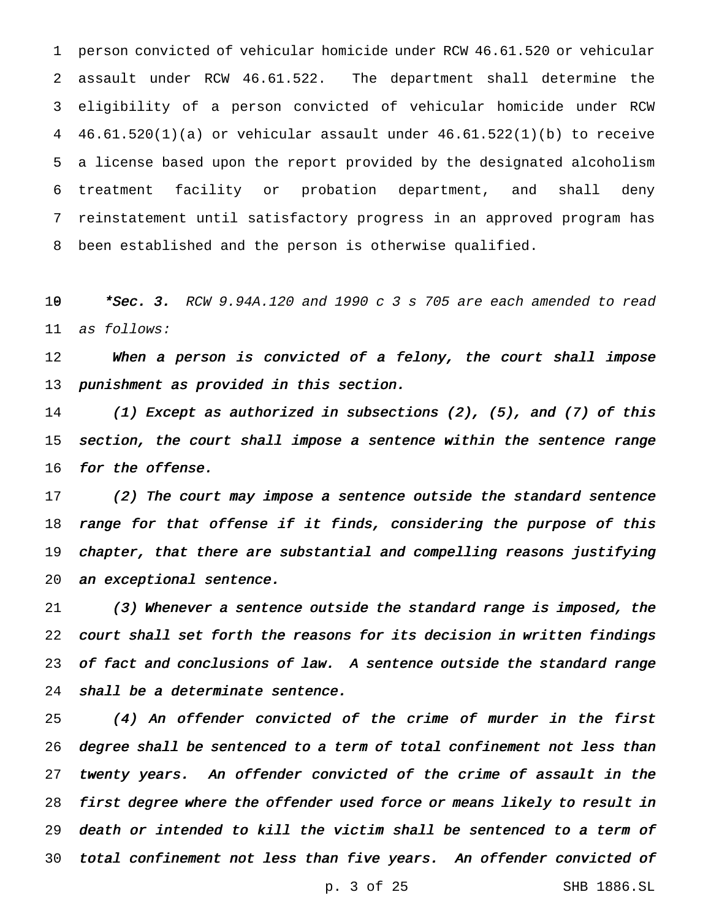person convicted of vehicular homicide under RCW 46.61.520 or vehicular assault under RCW 46.61.522. The department shall determine the eligibility of a person convicted of vehicular homicide under RCW 46.61.520(1)(a) or vehicular assault under 46.61.522(1)(b) to receive a license based upon the report provided by the designated alcoholism treatment facility or probation department, and shall deny reinstatement until satisfactory progress in an approved program has been established and the person is otherwise qualified.

***Sec. 3.** *RCW 9.94A.120 and 1990 c 3 s 705 are each amended to read as follows:*

*When a person is convicted of a felony, the court shall impose punishment as provided in this section.*

*(1) Except as authorized in subsections (2), (5), and (7) of this section, the court shall impose a sentence within the sentence range for the offense.*

*(2) The court may impose a sentence outside the standard sentence range for that offense if it finds, considering the purpose of this chapter, that there are substantial and compelling reasons justifying an exceptional sentence.*

*(3) Whenever a sentence outside the standard range is imposed, the court shall set forth the reasons for its decision in written findings of fact and conclusions of law. A sentence outside the standard range shall be a determinate sentence.*

*(4) An offender convicted of the crime of murder in the first degree shall be sentenced to a term of total confinement not less than twenty years. An offender convicted of the crime of assault in the first degree where the offender used force or means likely to result in death or intended to kill the victim shall be sentenced to a term of total confinement not less than five years. An offender convicted of*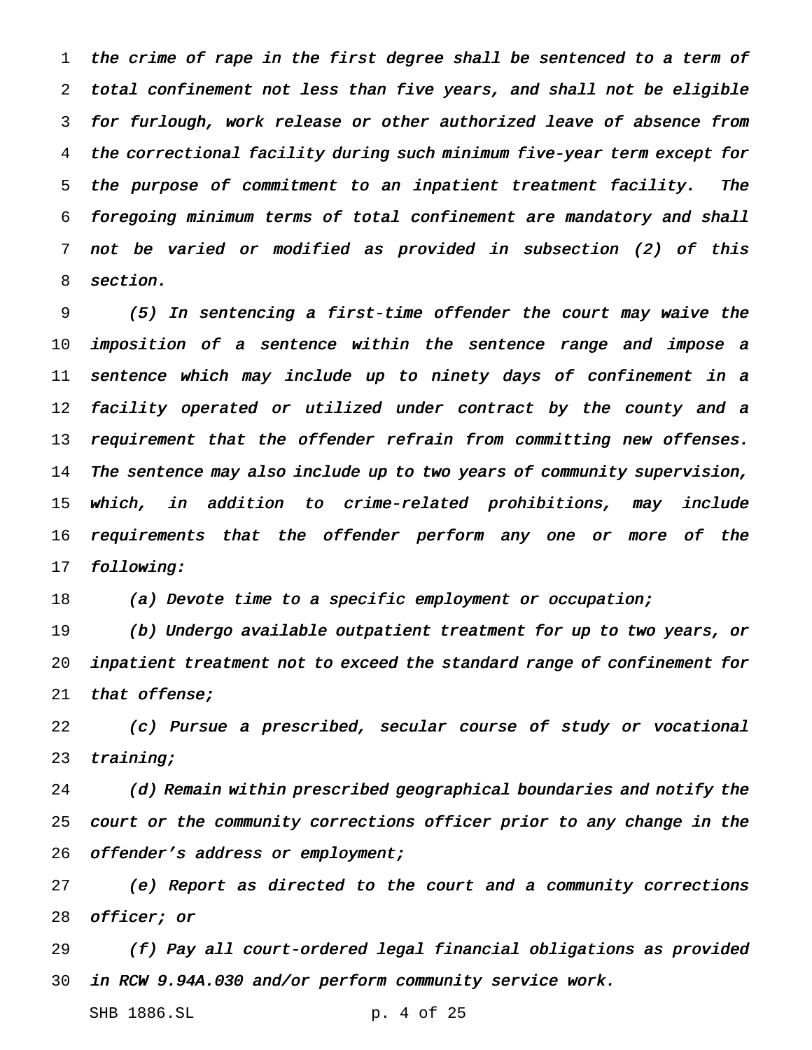*the crime of rape in the first degree shall be sentenced to a term of total confinement not less than five years, and shall not be eligible for furlough, work release or other authorized leave of absence from the correctional facility during such minimum five-year term except for the purpose of commitment to an inpatient treatment facility. The foregoing minimum terms of total confinement are mandatory and shall not be varied or modified as provided in subsection (2) of this section.*

*(5) In sentencing a first-time offender the court may waive the imposition of a sentence within the sentence range and impose a sentence which may include up to ninety days of confinement in a facility operated or utilized under contract by the county and a requirement that the offender refrain from committing new offenses. The sentence may also include up to two years of community supervision, which, in addition to crime-related prohibitions, may include requirements that the offender perform any one or more of the following:*

*(a) Devote time to a specific employment or occupation;*

*(b) Undergo available outpatient treatment for up to two years, or inpatient treatment not to exceed the standard range of confinement for that offense;*

*(c) Pursue a prescribed, secular course of study or vocational training;*

*(d) Remain within prescribed geographical boundaries and notify the court or the community corrections officer prior to any change in the offender's address or employment;*

*(e) Report as directed to the court and a community corrections officer; or*

*(f) Pay all court-ordered legal financial obligations as provided in RCW 9.94A.030 and/or perform community service work.*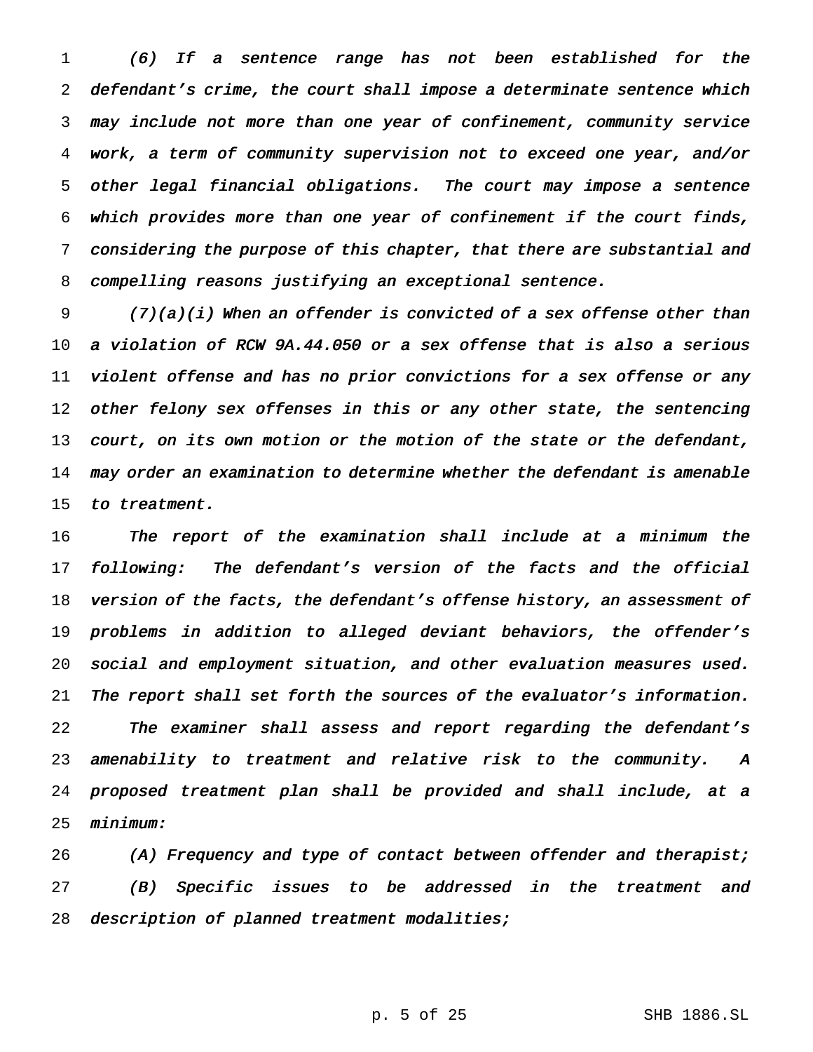*(6) If a sentence range has not been established for the defendant's crime, the court shall impose a determinate sentence which may include not more than one year of confinement, community service work, a term of community supervision not to exceed one year, and/or other legal financial obligations. The court may impose a sentence which provides more than one year of confinement if the court finds, considering the purpose of this chapter, that there are substantial and compelling reasons justifying an exceptional sentence.*

*(7)(a)(i) When an offender is convicted of a sex offense other than a violation of RCW 9A.44.050 or a sex offense that is also a serious violent offense and has no prior convictions for a sex offense or any other felony sex offenses in this or any other state, the sentencing court, on its own motion or the motion of the state or the defendant, may order an examination to determine whether the defendant is amenable to treatment.*

*The report of the examination shall include at a minimum the following: The defendant's version of the facts and the official version of the facts, the defendant's offense history, an assessment of problems in addition to alleged deviant behaviors, the offender's social and employment situation, and other evaluation measures used. The report shall set forth the sources of the evaluator's information.*

*The examiner shall assess and report regarding the defendant's amenability to treatment and relative risk to the community. A proposed treatment plan shall be provided and shall include, at a minimum:*

*(A) Frequency and type of contact between offender and therapist;*

*(B) Specific issues to be addressed in the treatment and description of planned treatment modalities;*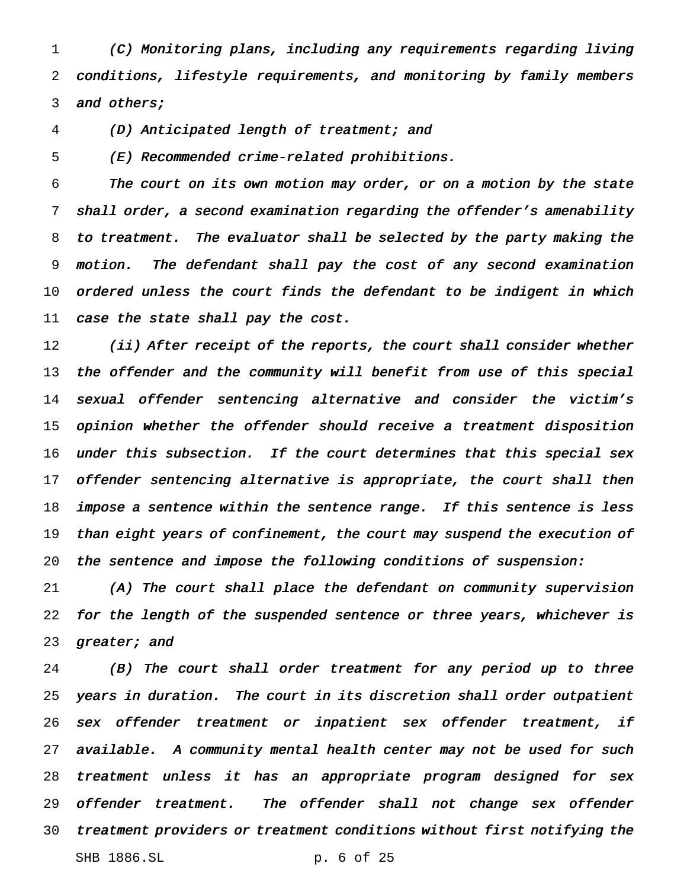*(C) Monitoring plans, including any requirements regarding living conditions, lifestyle requirements, and monitoring by family members and others;*

*(D) Anticipated length of treatment; and*

*(E) Recommended crime-related prohibitions.*

*The court on its own motion may order, or on a motion by the state shall order, a second examination regarding the offender's amenability to treatment. The evaluator shall be selected by the party making the motion. The defendant shall pay the cost of any second examination ordered unless the court finds the defendant to be indigent in which case the state shall pay the cost.*

*(ii) After receipt of the reports, the court shall consider whether the offender and the community will benefit from use of this special sexual offender sentencing alternative and consider the victim's opinion whether the offender should receive a treatment disposition under this subsection. If the court determines that this special sex offender sentencing alternative is appropriate, the court shall then impose a sentence within the sentence range. If this sentence is less than eight years of confinement, the court may suspend the execution of the sentence and impose the following conditions of suspension:*

*(A) The court shall place the defendant on community supervision for the length of the suspended sentence or three years, whichever is greater; and*

*(B) The court shall order treatment for any period up to three years in duration. The court in its discretion shall order outpatient sex offender treatment or inpatient sex offender treatment, if available. A community mental health center may not be used for such treatment unless it has an appropriate program designed for sex offender treatment. The offender shall not change sex offender treatment providers or treatment conditions without first notifying the*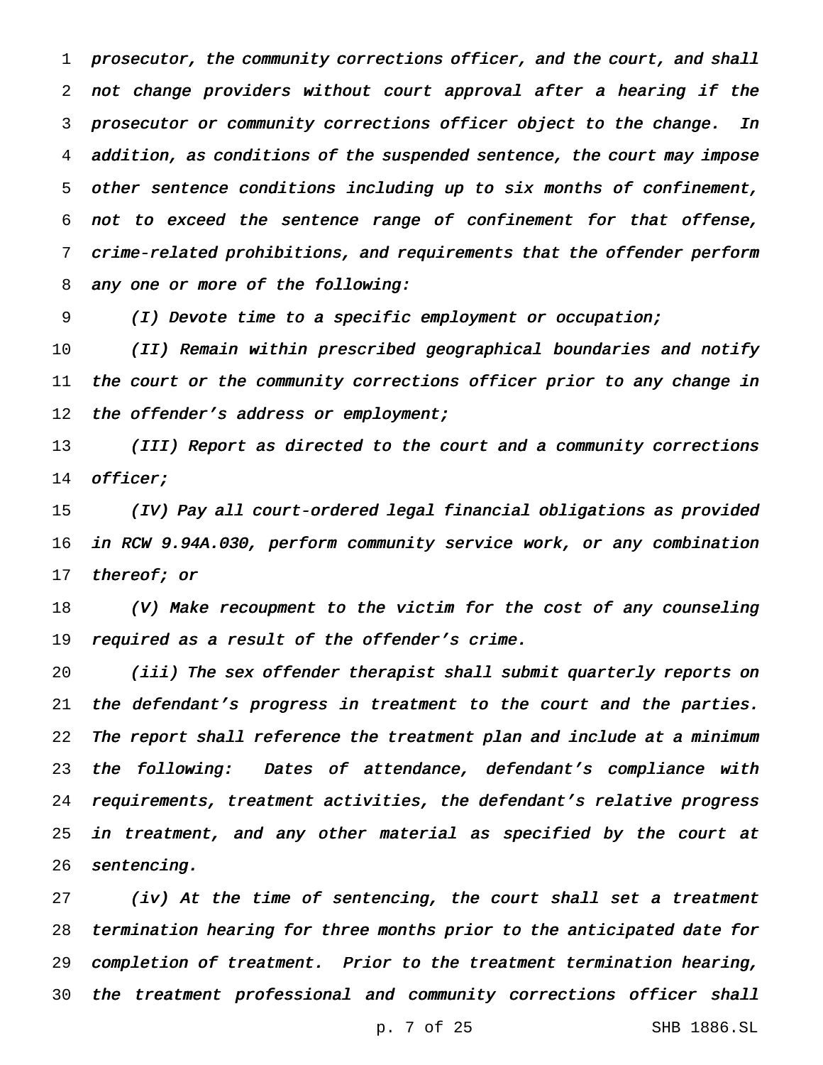*prosecutor, the community corrections officer, and the court, and shall not change providers without court approval after a hearing if the prosecutor or community corrections officer object to the change. In addition, as conditions of the suspended sentence, the court may impose other sentence conditions including up to six months of confinement, not to exceed the sentence range of confinement for that offense, crime-related prohibitions, and requirements that the offender perform any one or more of the following:*

*(I) Devote time to a specific employment or occupation;*

*(II) Remain within prescribed geographical boundaries and notify the court or the community corrections officer prior to any change in the offender's address or employment;*

*(III) Report as directed to the court and a community corrections officer;*

*(IV) Pay all court-ordered legal financial obligations as provided in RCW 9.94A.030, perform community service work, or any combination thereof; or*

*(V) Make recoupment to the victim for the cost of any counseling required as a result of the offender's crime.*

*(iii) The sex offender therapist shall submit quarterly reports on the defendant's progress in treatment to the court and the parties. The report shall reference the treatment plan and include at a minimum the following: Dates of attendance, defendant's compliance with requirements, treatment activities, the defendant's relative progress in treatment, and any other material as specified by the court at sentencing.*

*(iv) At the time of sentencing, the court shall set a treatment termination hearing for three months prior to the anticipated date for completion of treatment. Prior to the treatment termination hearing, the treatment professional and community corrections officer shall*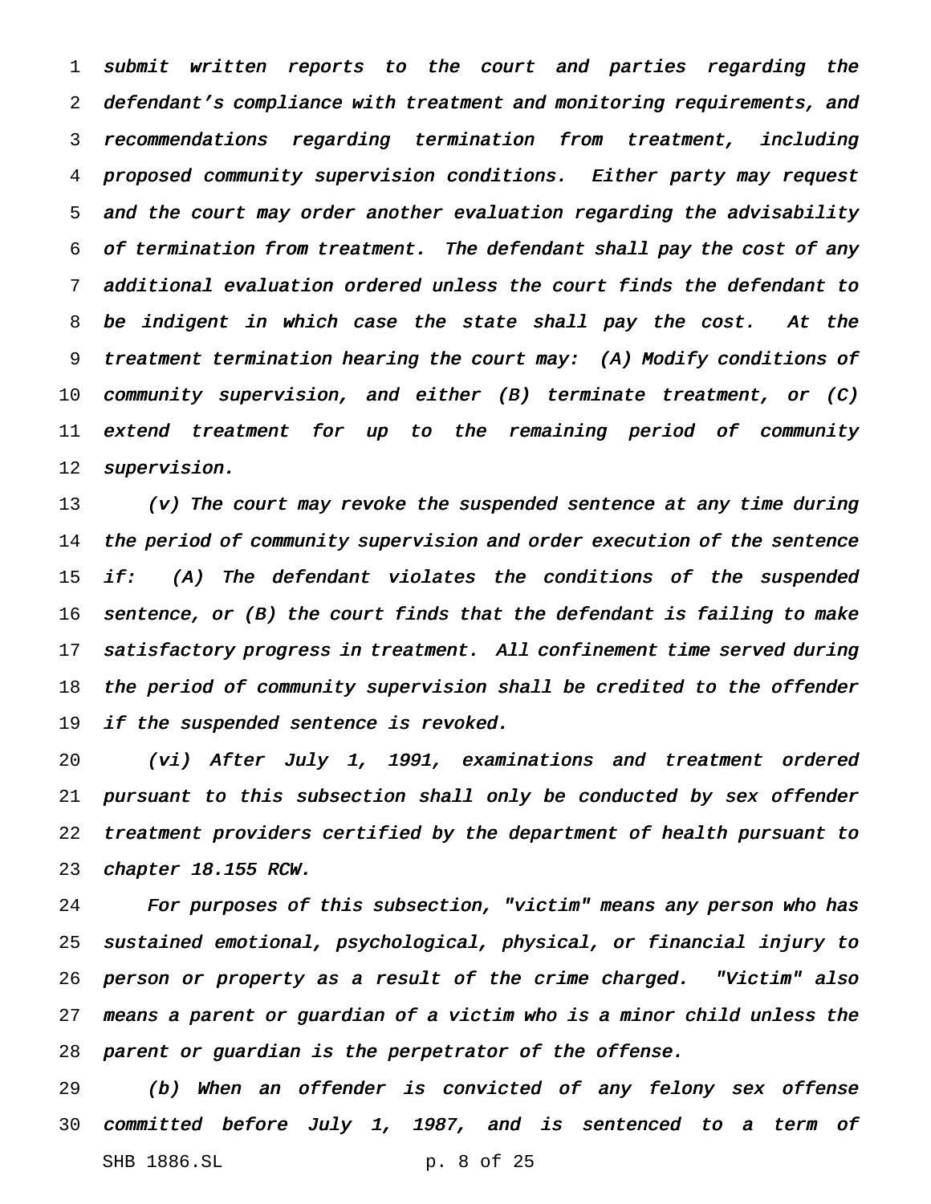*submit written reports to the court and parties regarding the defendant's compliance with treatment and monitoring requirements, and recommendations regarding termination from treatment, including proposed community supervision conditions. Either party may request and the court may order another evaluation regarding the advisability of termination from treatment. The defendant shall pay the cost of any additional evaluation ordered unless the court finds the defendant to be indigent in which case the state shall pay the cost. At the treatment termination hearing the court may: (A) Modify conditions of community supervision, and either (B) terminate treatment, or (C) extend treatment for up to the remaining period of community supervision.*

*(v) The court may revoke the suspended sentence at any time during the period of community supervision and order execution of the sentence if: (A) The defendant violates the conditions of the suspended sentence, or (B) the court finds that the defendant is failing to make satisfactory progress in treatment. All confinement time served during the period of community supervision shall be credited to the offender if the suspended sentence is revoked.*

*(vi) After July 1, 1991, examinations and treatment ordered pursuant to this subsection shall only be conducted by sex offender treatment providers certified by the department of health pursuant to chapter 18.155 RCW.*

*For purposes of this subsection, "victim" means any person who has sustained emotional, psychological, physical, or financial injury to person or property as a result of the crime charged. "Victim" also means a parent or guardian of a victim who is a minor child unless the parent or guardian is the perpetrator of the offense.*

*(b) When an offender is convicted of any felony sex offense committed before July 1, 1987, and is sentenced to a term of*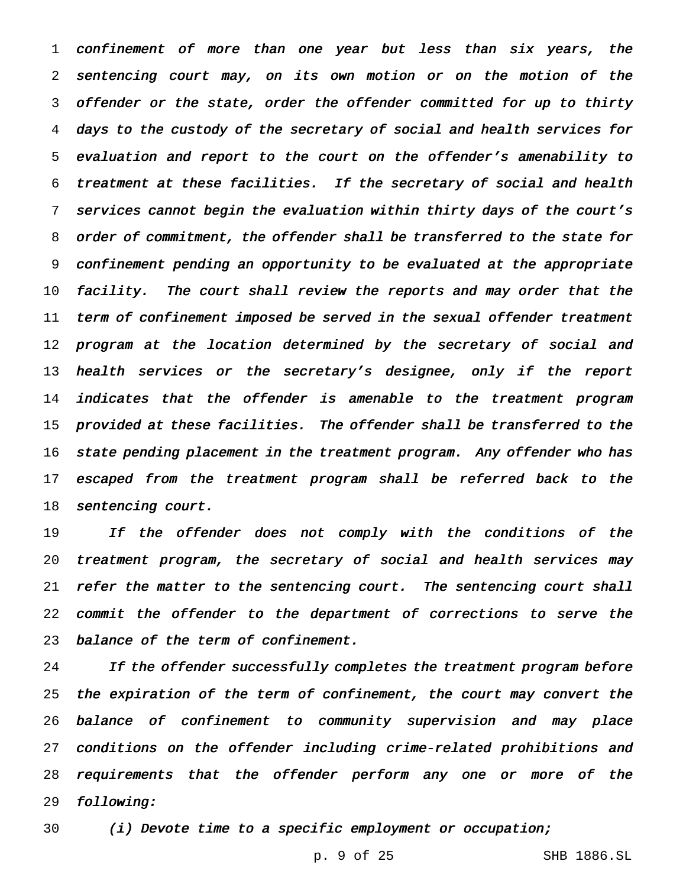*confinement of more than one year but less than six years, the sentencing court may, on its own motion or on the motion of the offender or the state, order the offender committed for up to thirty days to the custody of the secretary of social and health services for evaluation and report to the court on the offender's amenability to treatment at these facilities. If the secretary of social and health services cannot begin the evaluation within thirty days of the court's order of commitment, the offender shall be transferred to the state for confinement pending an opportunity to be evaluated at the appropriate facility. The court shall review the reports and may order that the term of confinement imposed be served in the sexual offender treatment program at the location determined by the secretary of social and health services or the secretary's designee, only if the report indicates that the offender is amenable to the treatment program provided at these facilities. The offender shall be transferred to the state pending placement in the treatment program. Any offender who has escaped from the treatment program shall be referred back to the sentencing court.*

*If the offender does not comply with the conditions of the treatment program, the secretary of social and health services may refer the matter to the sentencing court. The sentencing court shall commit the offender to the department of corrections to serve the balance of the term of confinement.*

*If the offender successfully completes the treatment program before the expiration of the term of confinement, the court may convert the balance of confinement to community supervision and may place conditions on the offender including crime-related prohibitions and requirements that the offender perform any one or more of the following:*

*(i) Devote time to a specific employment or occupation;*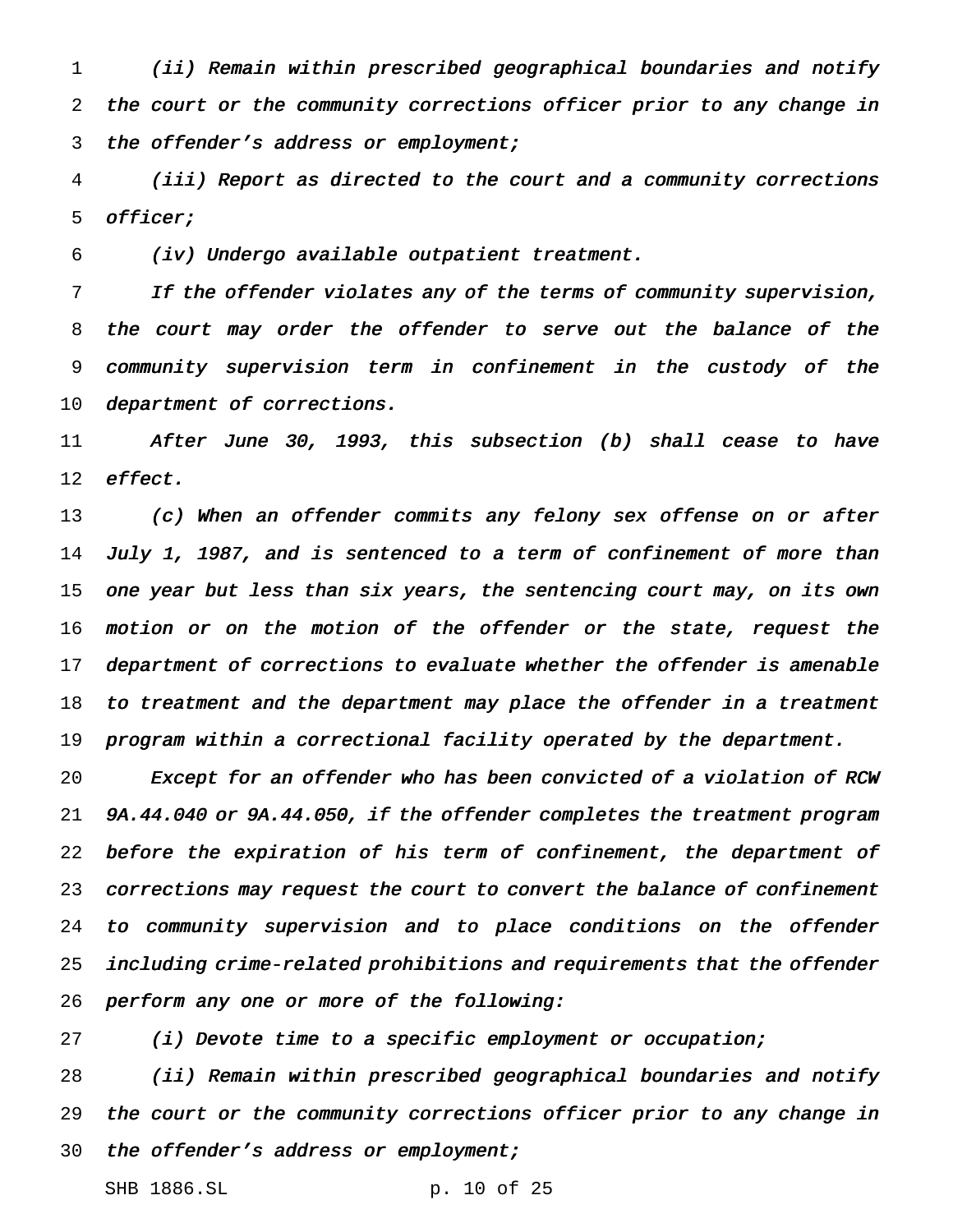*(ii) Remain within prescribed geographical boundaries and notify the court or the community corrections officer prior to any change in the offender's address or employment;*

*(iii) Report as directed to the court and a community corrections officer;*

*(iv) Undergo available outpatient treatment.*

*If the offender violates any of the terms of community supervision, the court may order the offender to serve out the balance of the community supervision term in confinement in the custody of the department of corrections.*

*After June 30, 1993, this subsection (b) shall cease to have effect.*

*(c) When an offender commits any felony sex offense on or after July 1, 1987, and is sentenced to a term of confinement of more than one year but less than six years, the sentencing court may, on its own motion or on the motion of the offender or the state, request the department of corrections to evaluate whether the offender is amenable to treatment and the department may place the offender in a treatment program within a correctional facility operated by the department.*

*Except for an offender who has been convicted of a violation of RCW 9A.44.040 or 9A.44.050, if the offender completes the treatment program before the expiration of his term of confinement, the department of corrections may request the court to convert the balance of confinement to community supervision and to place conditions on the offender including crime-related prohibitions and requirements that the offender perform any one or more of the following:*

*(i) Devote time to a specific employment or occupation;*

*(ii) Remain within prescribed geographical boundaries and notify the court or the community corrections officer prior to any change in the offender's address or employment;*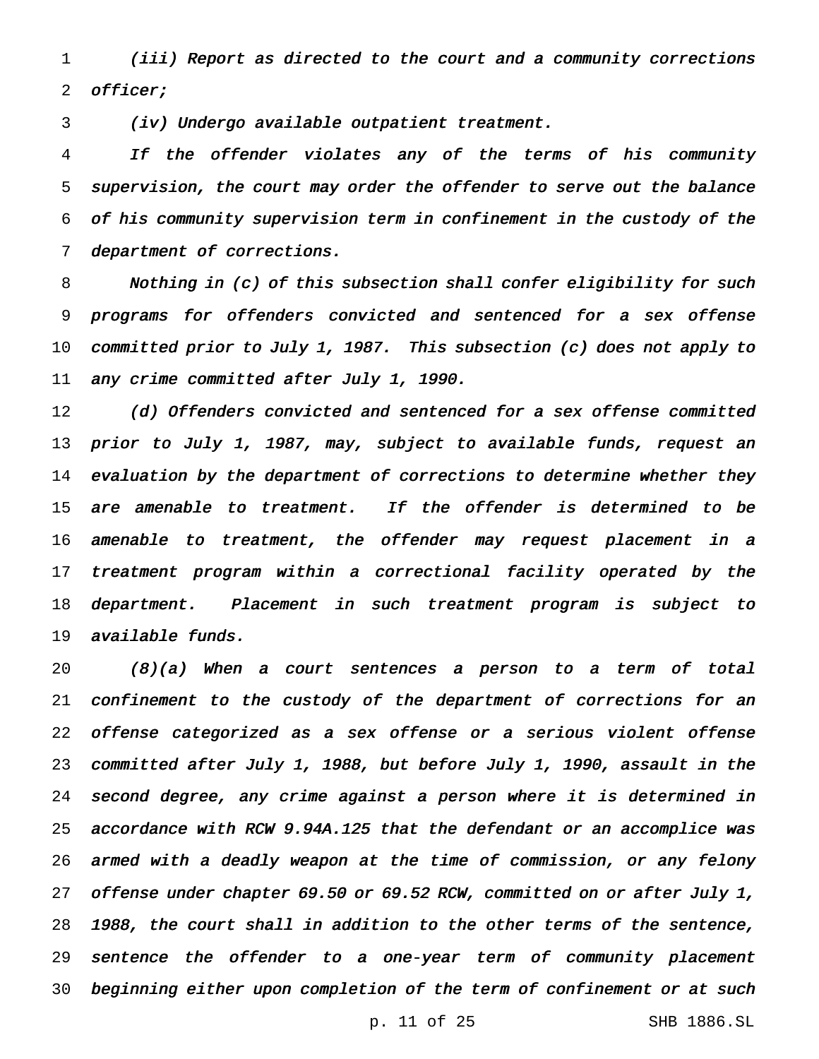*(iii) Report as directed to the court and a community corrections officer;*

*(iv) Undergo available outpatient treatment.*

*If the offender violates any of the terms of his community supervision, the court may order the offender to serve out the balance of his community supervision term in confinement in the custody of the department of corrections.*

*Nothing in (c) of this subsection shall confer eligibility for such programs for offenders convicted and sentenced for a sex offense committed prior to July 1, 1987. This subsection (c) does not apply to any crime committed after July 1, 1990.*

*(d) Offenders convicted and sentenced for a sex offense committed prior to July 1, 1987, may, subject to available funds, request an evaluation by the department of corrections to determine whether they are amenable to treatment. If the offender is determined to be amenable to treatment, the offender may request placement in a treatment program within a correctional facility operated by the department. Placement in such treatment program is subject to available funds.*

*(8)(a) When a court sentences a person to a term of total confinement to the custody of the department of corrections for an offense categorized as a sex offense or a serious violent offense committed after July 1, 1988, but before July 1, 1990, assault in the second degree, any crime against a person where it is determined in accordance with RCW 9.94A.125 that the defendant or an accomplice was armed with a deadly weapon at the time of commission, or any felony offense under chapter 69.50 or 69.52 RCW, committed on or after July 1, 1988, the court shall in addition to the other terms of the sentence, sentence the offender to a one-year term of community placement beginning either upon completion of the term of confinement or at such*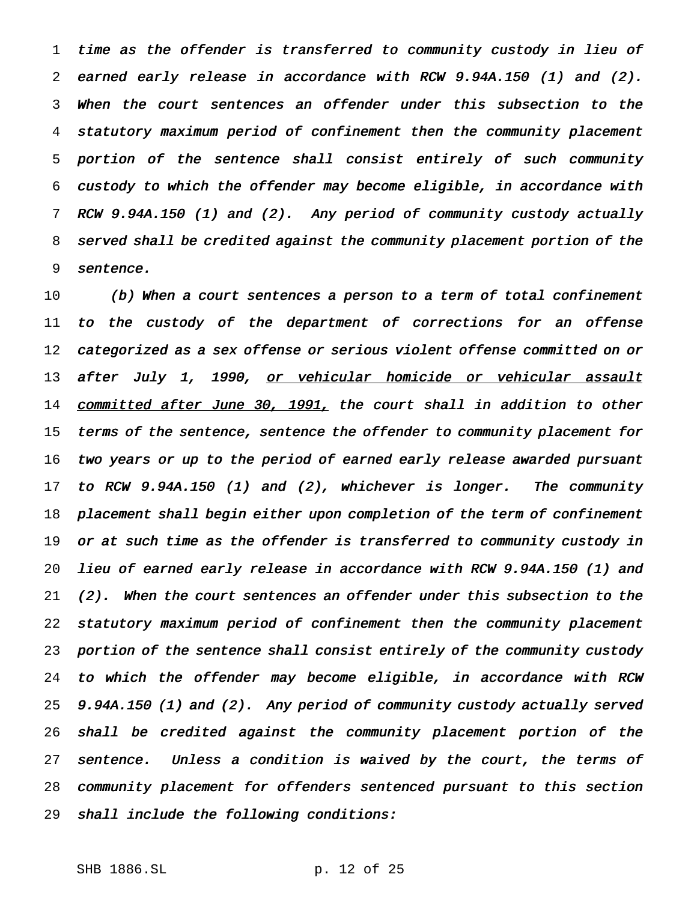*time as the offender is transferred to community custody in lieu of earned early release in accordance with RCW 9.94A.150 (1) and (2). When the court sentences an offender under this subsection to the statutory maximum period of confinement then the community placement portion of the sentence shall consist entirely of such community custody to which the offender may become eligible, in accordance with RCW 9.94A.150 (1) and (2). Any period of community custody actually served shall be credited against the community placement portion of the sentence.*

*(b) When a court sentences a person to a term of total confinement to the custody of the department of corrections for an offense categorized as a sex offense or serious violent offense committed on or after July 1, 1990,* <u>or vehicular homicide or vehicular assault committed after June 30, 1991,</u> *the court shall in addition to other terms of the sentence, sentence the offender to community placement for two years or up to the period of earned early release awarded pursuant to RCW 9.94A.150 (1) and (2), whichever is longer. The community placement shall begin either upon completion of the term of confinement or at such time as the offender is transferred to community custody in lieu of earned early release in accordance with RCW 9.94A.150 (1) and (2). When the court sentences an offender under this subsection to the statutory maximum period of confinement then the community placement portion of the sentence shall consist entirely of the community custody to which the offender may become eligible, in accordance with RCW 9.94A.150 (1) and (2). Any period of community custody actually served shall be credited against the community placement portion of the sentence. Unless a condition is waived by the court, the terms of community placement for offenders sentenced pursuant to this section shall include the following conditions:*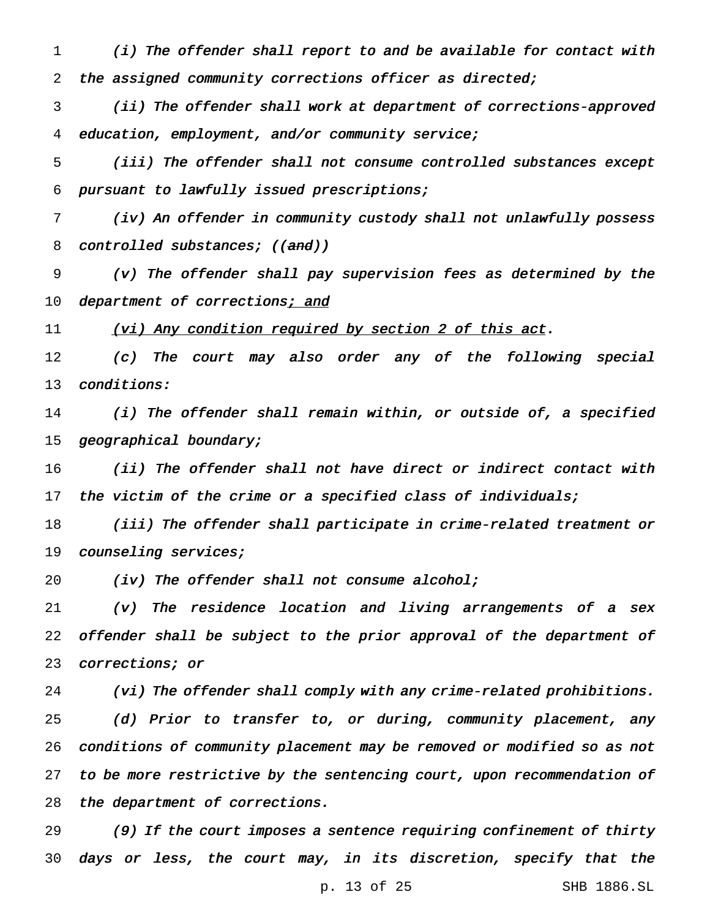*(i) The offender shall report to and be available for contact with the assigned community corrections officer as directed;*

*(ii) The offender shall work at department of corrections-approved education, employment, and/or community service;*

*(iii) The offender shall not consume controlled substances except pursuant to lawfully issued prescriptions;*

*(iv) An offender in community custody shall not unlawfully possess controlled substances; ((~~and~~))*

*(v) The offender shall pay supervision fees as determined by the department of corrections<u>; and</u>*

*<u>(vi) Any condition required by section 2 of this act</u>.*

*(c) The court may also order any of the following special conditions:*

*(i) The offender shall remain within, or outside of, a specified geographical boundary;*

*(ii) The offender shall not have direct or indirect contact with the victim of the crime or a specified class of individuals;*

*(iii) The offender shall participate in crime-related treatment or counseling services;*

*(iv) The offender shall not consume alcohol;*

*(v) The residence location and living arrangements of a sex offender shall be subject to the prior approval of the department of corrections; or*

*(vi) The offender shall comply with any crime-related prohibitions.*

*(d) Prior to transfer to, or during, community placement, any conditions of community placement may be removed or modified so as not to be more restrictive by the sentencing court, upon recommendation of the department of corrections.*

*(9) If the court imposes a sentence requiring confinement of thirty days or less, the court may, in its discretion, specify that the*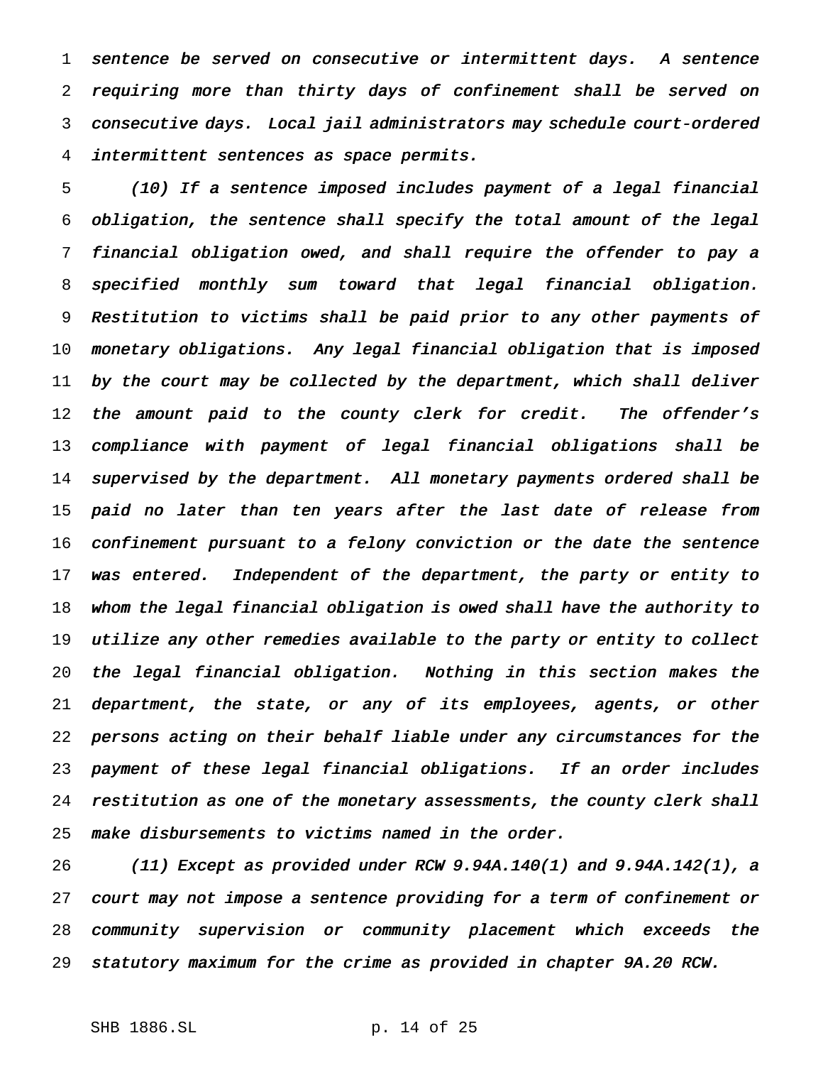*sentence be served on consecutive or intermittent days. A sentence requiring more than thirty days of confinement shall be served on consecutive days. Local jail administrators may schedule court-ordered intermittent sentences as space permits.*

*(10) If a sentence imposed includes payment of a legal financial obligation, the sentence shall specify the total amount of the legal financial obligation owed, and shall require the offender to pay a specified monthly sum toward that legal financial obligation. Restitution to victims shall be paid prior to any other payments of monetary obligations. Any legal financial obligation that is imposed by the court may be collected by the department, which shall deliver the amount paid to the county clerk for credit. The offender's compliance with payment of legal financial obligations shall be supervised by the department. All monetary payments ordered shall be paid no later than ten years after the last date of release from confinement pursuant to a felony conviction or the date the sentence was entered. Independent of the department, the party or entity to whom the legal financial obligation is owed shall have the authority to utilize any other remedies available to the party or entity to collect the legal financial obligation. Nothing in this section makes the department, the state, or any of its employees, agents, or other persons acting on their behalf liable under any circumstances for the payment of these legal financial obligations. If an order includes restitution as one of the monetary assessments, the county clerk shall make disbursements to victims named in the order.*

*(11) Except as provided under RCW 9.94A.140(1) and 9.94A.142(1), a court may not impose a sentence providing for a term of confinement or community supervision or community placement which exceeds the statutory maximum for the crime as provided in chapter 9A.20 RCW.*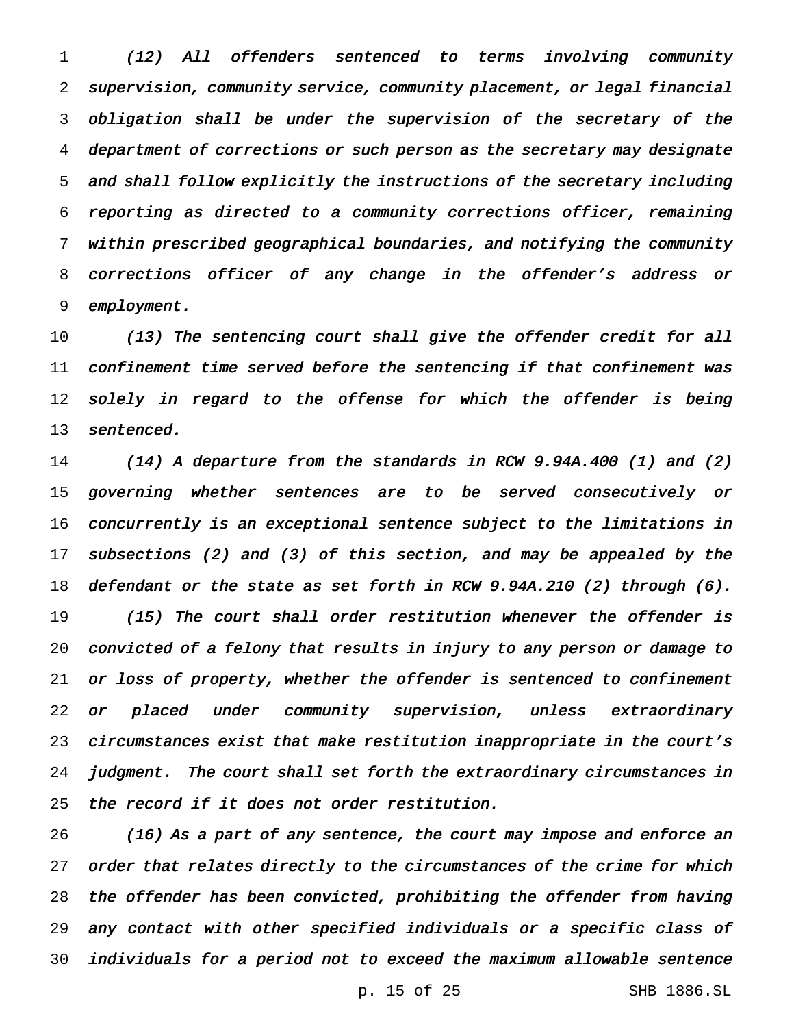*(12) All offenders sentenced to terms involving community supervision, community service, community placement, or legal financial obligation shall be under the supervision of the secretary of the department of corrections or such person as the secretary may designate and shall follow explicitly the instructions of the secretary including reporting as directed to a community corrections officer, remaining within prescribed geographical boundaries, and notifying the community corrections officer of any change in the offender's address or employment.*

*(13) The sentencing court shall give the offender credit for all confinement time served before the sentencing if that confinement was solely in regard to the offense for which the offender is being sentenced.*

*(14) A departure from the standards in RCW 9.94A.400 (1) and (2) governing whether sentences are to be served consecutively or concurrently is an exceptional sentence subject to the limitations in subsections (2) and (3) of this section, and may be appealed by the defendant or the state as set forth in RCW 9.94A.210 (2) through (6).*

*(15) The court shall order restitution whenever the offender is convicted of a felony that results in injury to any person or damage to or loss of property, whether the offender is sentenced to confinement or placed under community supervision, unless extraordinary circumstances exist that make restitution inappropriate in the court's judgment. The court shall set forth the extraordinary circumstances in the record if it does not order restitution.*

*(16) As a part of any sentence, the court may impose and enforce an order that relates directly to the circumstances of the crime for which the offender has been convicted, prohibiting the offender from having any contact with other specified individuals or a specific class of individuals for a period not to exceed the maximum allowable sentence*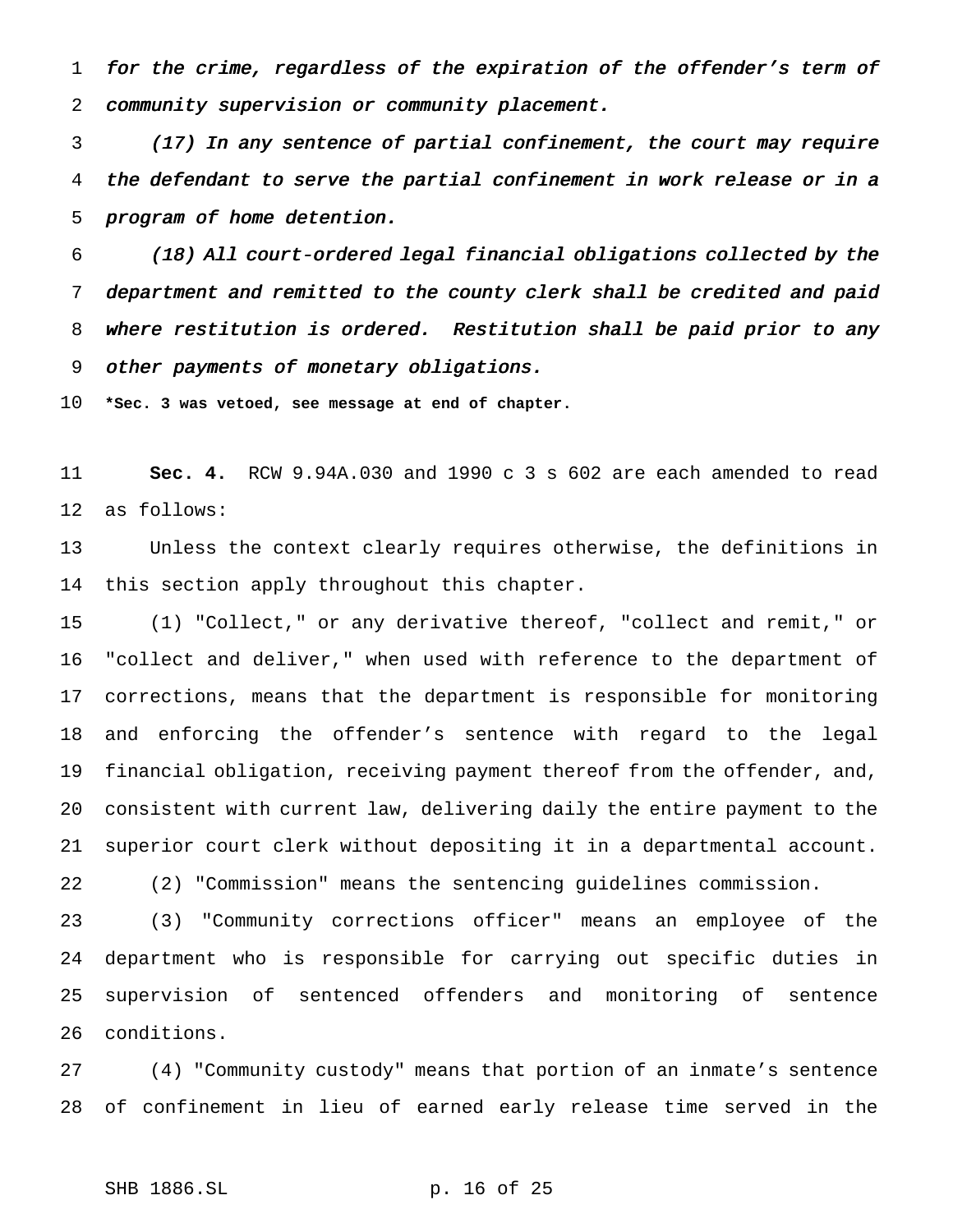*for the crime, regardless of the expiration of the offender's term of community supervision or community placement.*

*(17) In any sentence of partial confinement, the court may require the defendant to serve the partial confinement in work release or in a program of home detention.*

*(18) All court-ordered legal financial obligations collected by the department and remitted to the county clerk shall be credited and paid where restitution is ordered. Restitution shall be paid prior to any other payments of monetary obligations.*

**\*Sec. 3 was vetoed, see message at end of chapter.**

**Sec. 4.** RCW 9.94A.030 and 1990 c 3 s 602 are each amended to read as follows:

Unless the context clearly requires otherwise, the definitions in this section apply throughout this chapter.

(1) "Collect," or any derivative thereof, "collect and remit," or "collect and deliver," when used with reference to the department of corrections, means that the department is responsible for monitoring and enforcing the offender's sentence with regard to the legal financial obligation, receiving payment thereof from the offender, and, consistent with current law, delivering daily the entire payment to the superior court clerk without depositing it in a departmental account.

(2) "Commission" means the sentencing guidelines commission.

(3) "Community corrections officer" means an employee of the department who is responsible for carrying out specific duties in supervision of sentenced offenders and monitoring of sentence conditions.

(4) "Community custody" means that portion of an inmate's sentence of confinement in lieu of earned early release time served in the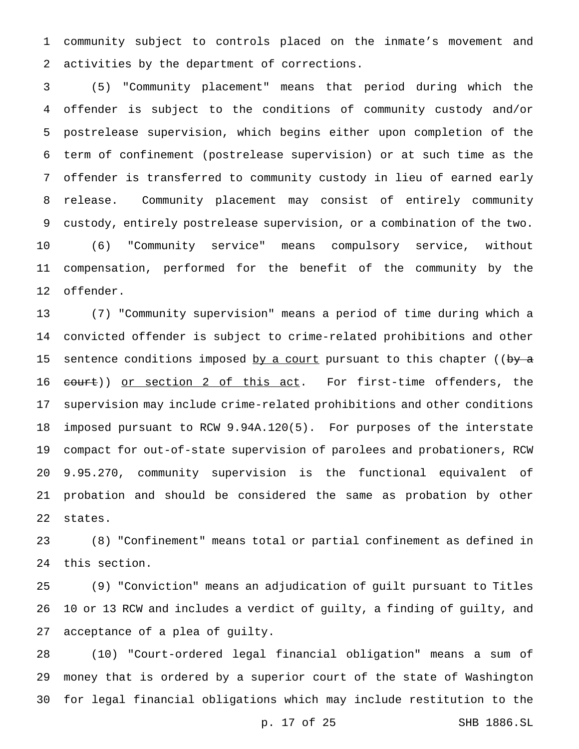community subject to controls placed on the inmate's movement and activities by the department of corrections.

(5) "Community placement" means that period during which the offender is subject to the conditions of community custody and/or postrelease supervision, which begins either upon completion of the term of confinement (postrelease supervision) or at such time as the offender is transferred to community custody in lieu of earned early release. Community placement may consist of entirely community custody, entirely postrelease supervision, or a combination of the two.

(6) "Community service" means compulsory service, without compensation, performed for the benefit of the community by the offender.

(7) "Community supervision" means a period of time during which a convicted offender is subject to crime-related prohibitions and other sentence conditions imposed by a court pursuant to this chapter ((~~by a court~~)) or section 2 of this act. For first-time offenders, the supervision may include crime-related prohibitions and other conditions imposed pursuant to RCW 9.94A.120(5). For purposes of the interstate compact for out-of-state supervision of parolees and probationers, RCW 9.95.270, community supervision is the functional equivalent of probation and should be considered the same as probation by other states.

(8) "Confinement" means total or partial confinement as defined in this section.

(9) "Conviction" means an adjudication of guilt pursuant to Titles 10 or 13 RCW and includes a verdict of guilty, a finding of guilty, and acceptance of a plea of guilty.

(10) "Court-ordered legal financial obligation" means a sum of money that is ordered by a superior court of the state of Washington for legal financial obligations which may include restitution to the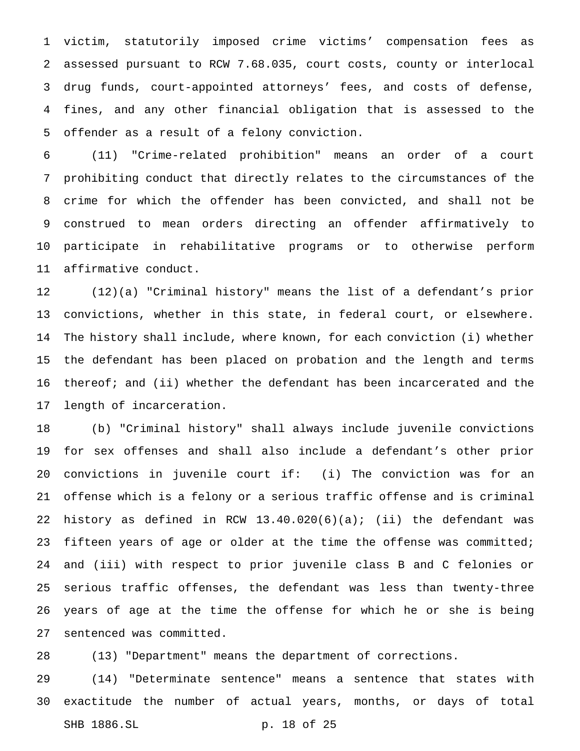victim, statutorily imposed crime victims' compensation fees as assessed pursuant to RCW 7.68.035, court costs, county or interlocal drug funds, court-appointed attorneys' fees, and costs of defense, fines, and any other financial obligation that is assessed to the offender as a result of a felony conviction.

(11) "Crime-related prohibition" means an order of a court prohibiting conduct that directly relates to the circumstances of the crime for which the offender has been convicted, and shall not be construed to mean orders directing an offender affirmatively to participate in rehabilitative programs or to otherwise perform affirmative conduct.

(12)(a) "Criminal history" means the list of a defendant's prior convictions, whether in this state, in federal court, or elsewhere. The history shall include, where known, for each conviction (i) whether the defendant has been placed on probation and the length and terms thereof; and (ii) whether the defendant has been incarcerated and the length of incarceration.

(b) "Criminal history" shall always include juvenile convictions for sex offenses and shall also include a defendant's other prior convictions in juvenile court if: (i) The conviction was for an offense which is a felony or a serious traffic offense and is criminal history as defined in RCW 13.40.020(6)(a); (ii) the defendant was fifteen years of age or older at the time the offense was committed; and (iii) with respect to prior juvenile class B and C felonies or serious traffic offenses, the defendant was less than twenty-three years of age at the time the offense for which he or she is being sentenced was committed.

(13) "Department" means the department of corrections.

(14) "Determinate sentence" means a sentence that states with exactitude the number of actual years, months, or days of total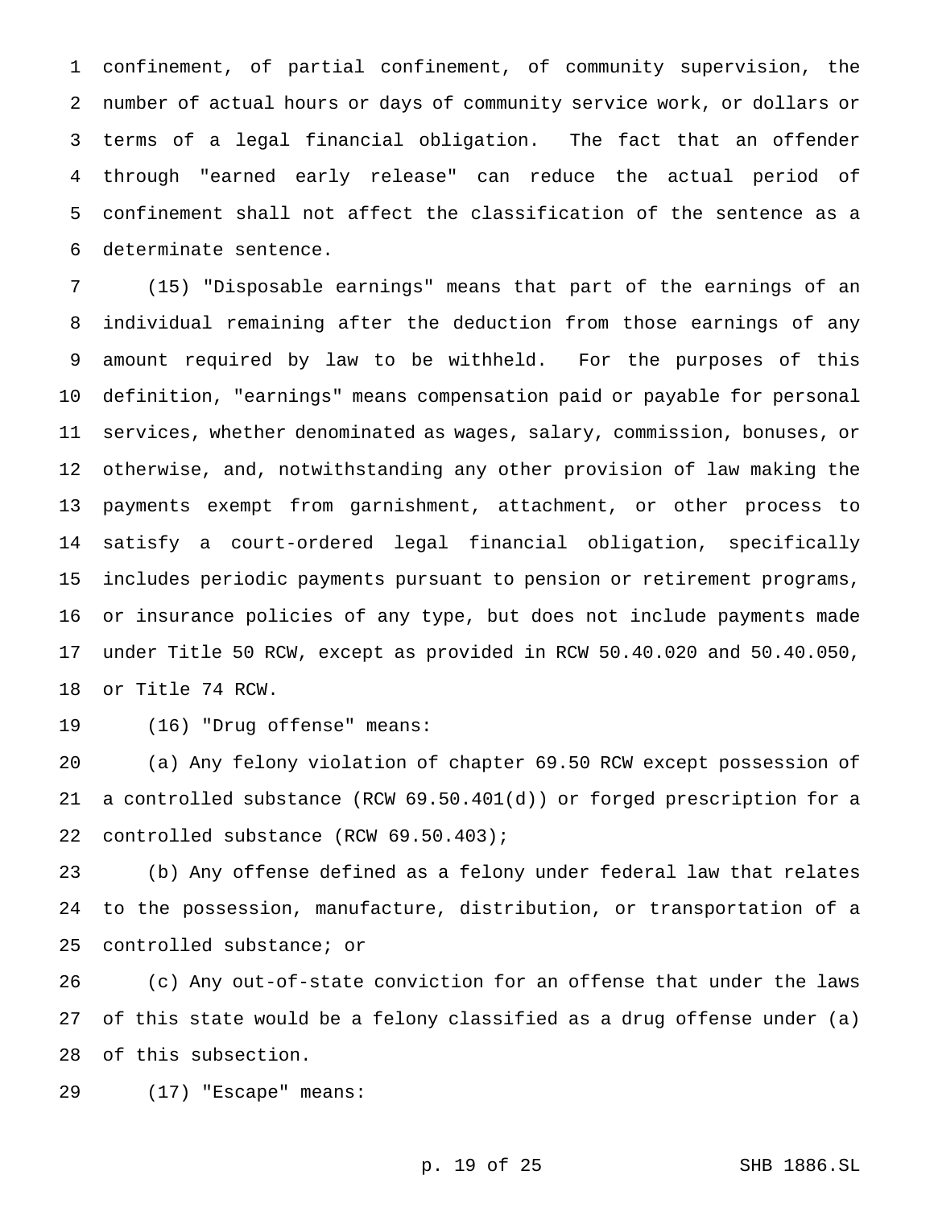confinement, of partial confinement, of community supervision, the number of actual hours or days of community service work, or dollars or terms of a legal financial obligation. The fact that an offender through "earned early release" can reduce the actual period of confinement shall not affect the classification of the sentence as a determinate sentence.

(15) "Disposable earnings" means that part of the earnings of an individual remaining after the deduction from those earnings of any amount required by law to be withheld. For the purposes of this definition, "earnings" means compensation paid or payable for personal services, whether denominated as wages, salary, commission, bonuses, or otherwise, and, notwithstanding any other provision of law making the payments exempt from garnishment, attachment, or other process to satisfy a court-ordered legal financial obligation, specifically includes periodic payments pursuant to pension or retirement programs, or insurance policies of any type, but does not include payments made under Title 50 RCW, except as provided in RCW 50.40.020 and 50.40.050, or Title 74 RCW.

(16) "Drug offense" means:

(a) Any felony violation of chapter 69.50 RCW except possession of a controlled substance (RCW 69.50.401(d)) or forged prescription for a controlled substance (RCW 69.50.403);

(b) Any offense defined as a felony under federal law that relates to the possession, manufacture, distribution, or transportation of a controlled substance; or

(c) Any out-of-state conviction for an offense that under the laws of this state would be a felony classified as a drug offense under (a) of this subsection.

(17) "Escape" means: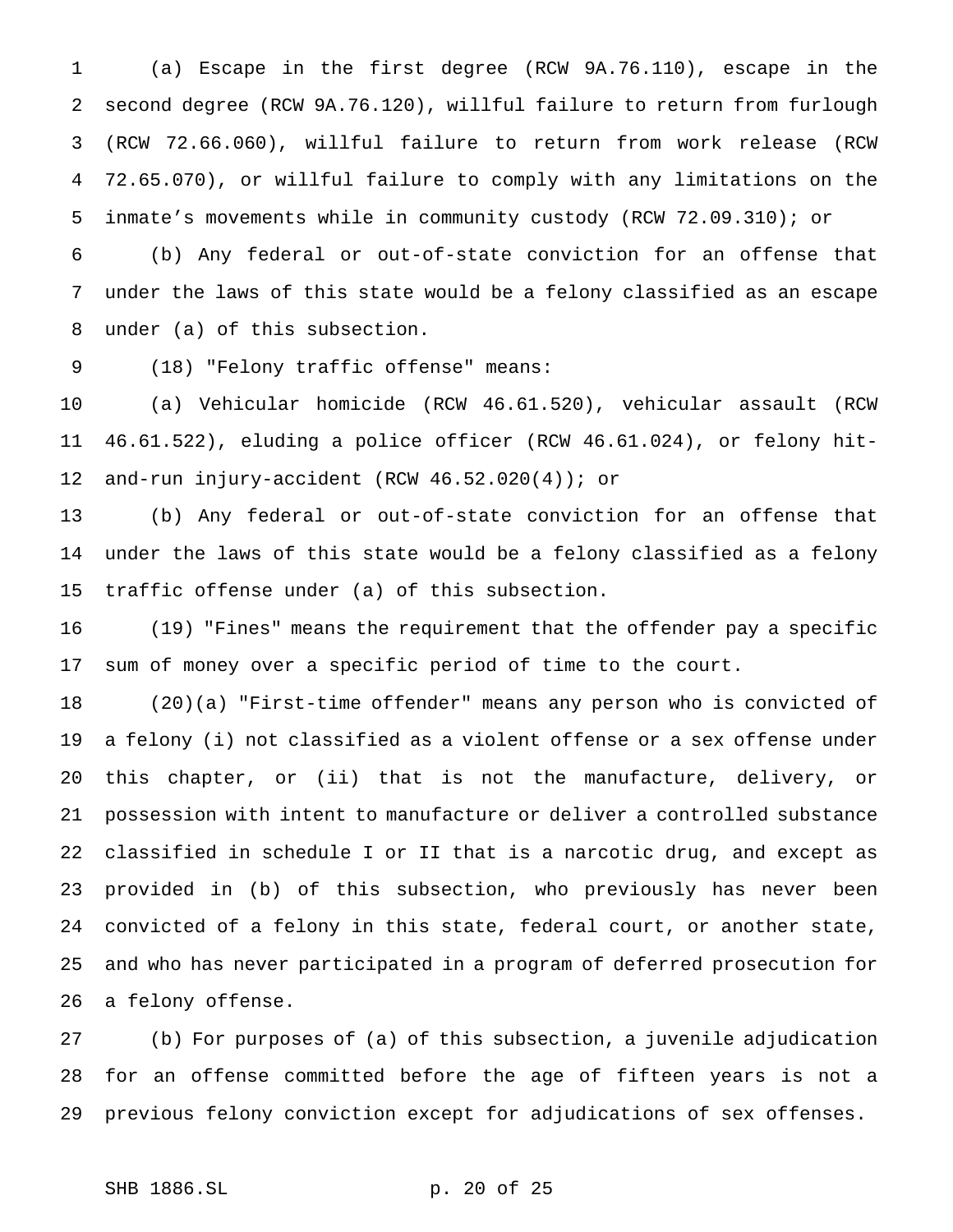(a) Escape in the first degree (RCW 9A.76.110), escape in the second degree (RCW 9A.76.120), willful failure to return from furlough (RCW 72.66.060), willful failure to return from work release (RCW 72.65.070), or willful failure to comply with any limitations on the inmate's movements while in community custody (RCW 72.09.310); or

(b) Any federal or out-of-state conviction for an offense that under the laws of this state would be a felony classified as an escape under (a) of this subsection.

(18) "Felony traffic offense" means:

(a) Vehicular homicide (RCW 46.61.520), vehicular assault (RCW 46.61.522), eluding a police officer (RCW 46.61.024), or felony hit-and-run injury-accident (RCW 46.52.020(4)); or

(b) Any federal or out-of-state conviction for an offense that under the laws of this state would be a felony classified as a felony traffic offense under (a) of this subsection.

(19) "Fines" means the requirement that the offender pay a specific sum of money over a specific period of time to the court.

(20)(a) "First-time offender" means any person who is convicted of a felony (i) not classified as a violent offense or a sex offense under this chapter, or (ii) that is not the manufacture, delivery, or possession with intent to manufacture or deliver a controlled substance classified in schedule I or II that is a narcotic drug, and except as provided in (b) of this subsection, who previously has never been convicted of a felony in this state, federal court, or another state, and who has never participated in a program of deferred prosecution for a felony offense.

(b) For purposes of (a) of this subsection, a juvenile adjudication for an offense committed before the age of fifteen years is not a previous felony conviction except for adjudications of sex offenses.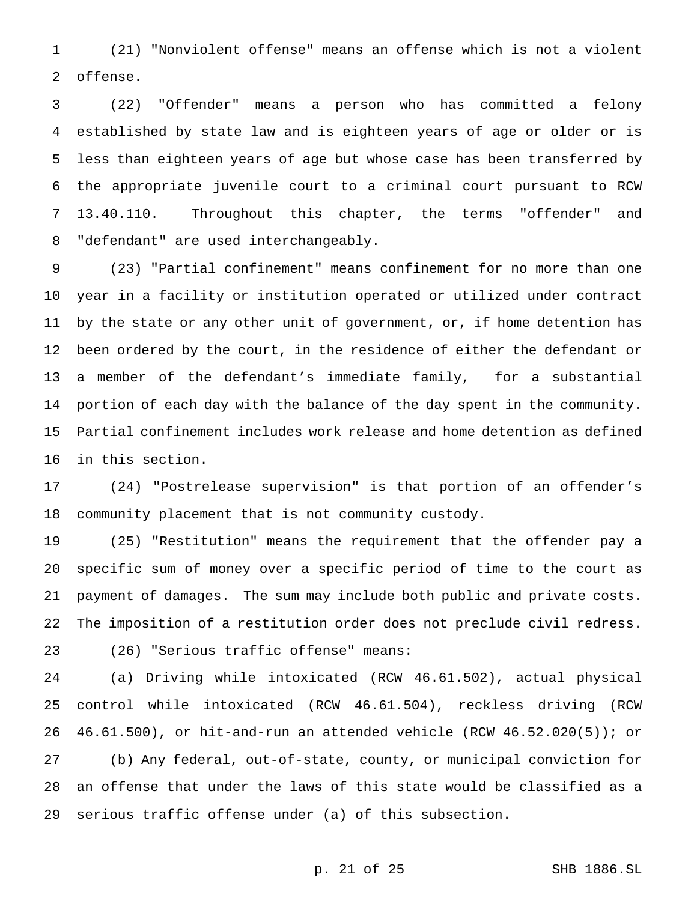(21) "Nonviolent offense" means an offense which is not a violent offense.

(22) "Offender" means a person who has committed a felony established by state law and is eighteen years of age or older or is less than eighteen years of age but whose case has been transferred by the appropriate juvenile court to a criminal court pursuant to RCW 13.40.110. Throughout this chapter, the terms "offender" and "defendant" are used interchangeably.

(23) "Partial confinement" means confinement for no more than one year in a facility or institution operated or utilized under contract by the state or any other unit of government, or, if home detention has been ordered by the court, in the residence of either the defendant or a member of the defendant's immediate family, for a substantial portion of each day with the balance of the day spent in the community. Partial confinement includes work release and home detention as defined in this section.

(24) "Postrelease supervision" is that portion of an offender's community placement that is not community custody.

(25) "Restitution" means the requirement that the offender pay a specific sum of money over a specific period of time to the court as payment of damages. The sum may include both public and private costs. The imposition of a restitution order does not preclude civil redress.

(26) "Serious traffic offense" means:

(a) Driving while intoxicated (RCW 46.61.502), actual physical control while intoxicated (RCW 46.61.504), reckless driving (RCW 46.61.500), or hit-and-run an attended vehicle (RCW 46.52.020(5)); or

(b) Any federal, out-of-state, county, or municipal conviction for an offense that under the laws of this state would be classified as a serious traffic offense under (a) of this subsection.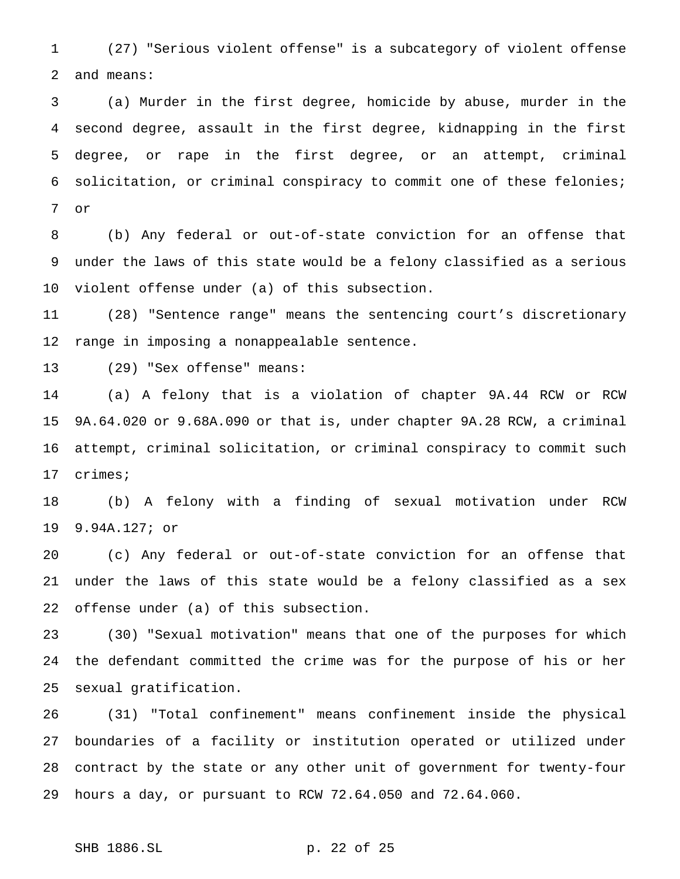(27) "Serious violent offense" is a subcategory of violent offense and means:

(a) Murder in the first degree, homicide by abuse, murder in the second degree, assault in the first degree, kidnapping in the first degree, or rape in the first degree, or an attempt, criminal solicitation, or criminal conspiracy to commit one of these felonies; or

(b) Any federal or out-of-state conviction for an offense that under the laws of this state would be a felony classified as a serious violent offense under (a) of this subsection.

(28) "Sentence range" means the sentencing court's discretionary range in imposing a nonappealable sentence.

(29) "Sex offense" means:

(a) A felony that is a violation of chapter 9A.44 RCW or RCW 9A.64.020 or 9.68A.090 or that is, under chapter 9A.28 RCW, a criminal attempt, criminal solicitation, or criminal conspiracy to commit such crimes;

(b) A felony with a finding of sexual motivation under RCW 9.94A.127; or

(c) Any federal or out-of-state conviction for an offense that under the laws of this state would be a felony classified as a sex offense under (a) of this subsection.

(30) "Sexual motivation" means that one of the purposes for which the defendant committed the crime was for the purpose of his or her sexual gratification.

(31) "Total confinement" means confinement inside the physical boundaries of a facility or institution operated or utilized under contract by the state or any other unit of government for twenty-four hours a day, or pursuant to RCW 72.64.050 and 72.64.060.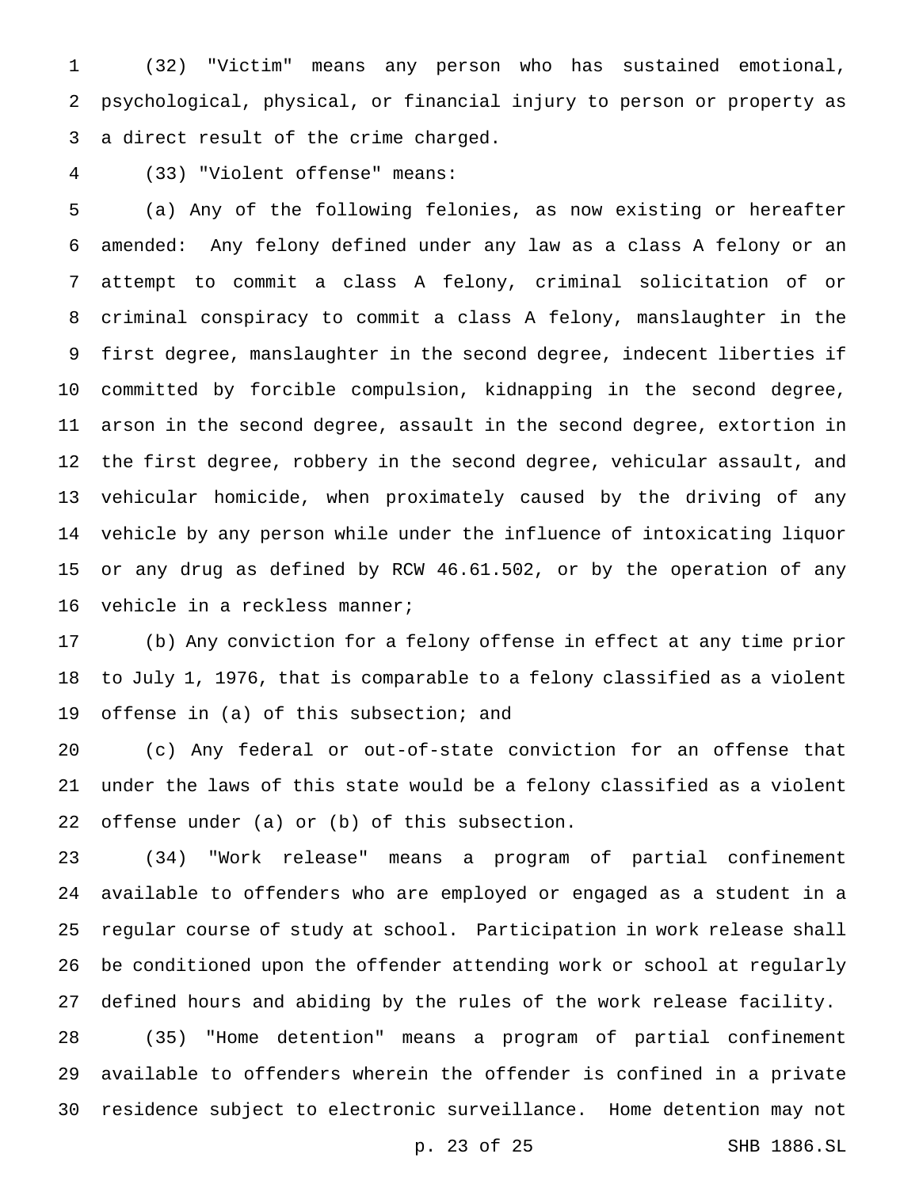(32) "Victim" means any person who has sustained emotional, psychological, physical, or financial injury to person or property as a direct result of the crime charged.

(33) "Violent offense" means:

(a) Any of the following felonies, as now existing or hereafter amended: Any felony defined under any law as a class A felony or an attempt to commit a class A felony, criminal solicitation of or criminal conspiracy to commit a class A felony, manslaughter in the first degree, manslaughter in the second degree, indecent liberties if committed by forcible compulsion, kidnapping in the second degree, arson in the second degree, assault in the second degree, extortion in the first degree, robbery in the second degree, vehicular assault, and vehicular homicide, when proximately caused by the driving of any vehicle by any person while under the influence of intoxicating liquor or any drug as defined by RCW 46.61.502, or by the operation of any vehicle in a reckless manner;

(b) Any conviction for a felony offense in effect at any time prior to July 1, 1976, that is comparable to a felony classified as a violent offense in (a) of this subsection; and

(c) Any federal or out-of-state conviction for an offense that under the laws of this state would be a felony classified as a violent offense under (a) or (b) of this subsection.

(34) "Work release" means a program of partial confinement available to offenders who are employed or engaged as a student in a regular course of study at school. Participation in work release shall be conditioned upon the offender attending work or school at regularly defined hours and abiding by the rules of the work release facility.

(35) "Home detention" means a program of partial confinement available to offenders wherein the offender is confined in a private residence subject to electronic surveillance. Home detention may not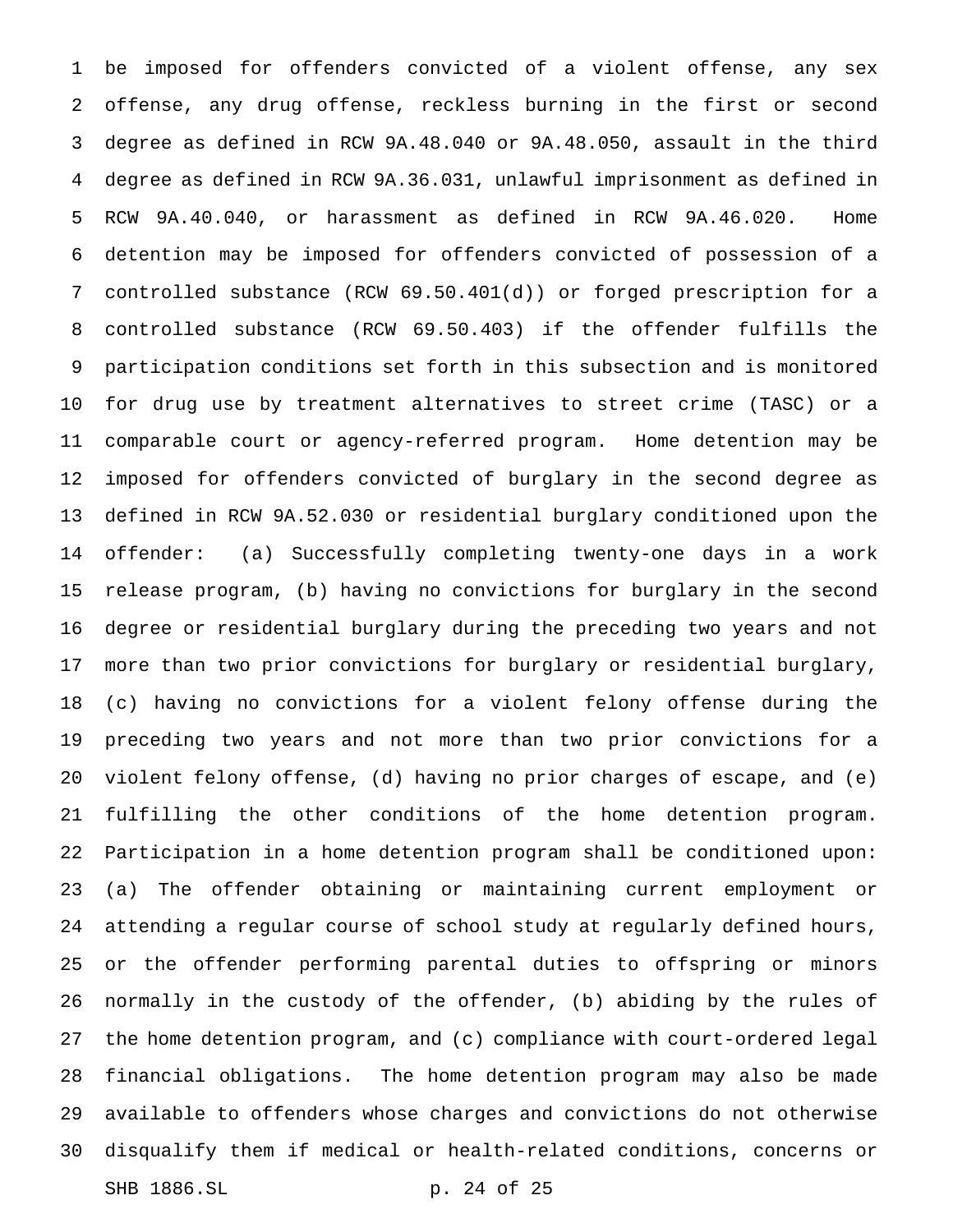be imposed for offenders convicted of a violent offense, any sex offense, any drug offense, reckless burning in the first or second degree as defined in RCW 9A.48.040 or 9A.48.050, assault in the third degree as defined in RCW 9A.36.031, unlawful imprisonment as defined in RCW 9A.40.040, or harassment as defined in RCW 9A.46.020. Home detention may be imposed for offenders convicted of possession of a controlled substance (RCW 69.50.401(d)) or forged prescription for a controlled substance (RCW 69.50.403) if the offender fulfills the participation conditions set forth in this subsection and is monitored for drug use by treatment alternatives to street crime (TASC) or a comparable court or agency-referred program. Home detention may be imposed for offenders convicted of burglary in the second degree as defined in RCW 9A.52.030 or residential burglary conditioned upon the offender: (a) Successfully completing twenty-one days in a work release program, (b) having no convictions for burglary in the second degree or residential burglary during the preceding two years and not more than two prior convictions for burglary or residential burglary, (c) having no convictions for a violent felony offense during the preceding two years and not more than two prior convictions for a violent felony offense, (d) having no prior charges of escape, and (e) fulfilling the other conditions of the home detention program. Participation in a home detention program shall be conditioned upon: (a) The offender obtaining or maintaining current employment or attending a regular course of school study at regularly defined hours, or the offender performing parental duties to offspring or minors normally in the custody of the offender, (b) abiding by the rules of the home detention program, and (c) compliance with court-ordered legal financial obligations. The home detention program may also be made available to offenders whose charges and convictions do not otherwise disqualify them if medical or health-related conditions, concerns or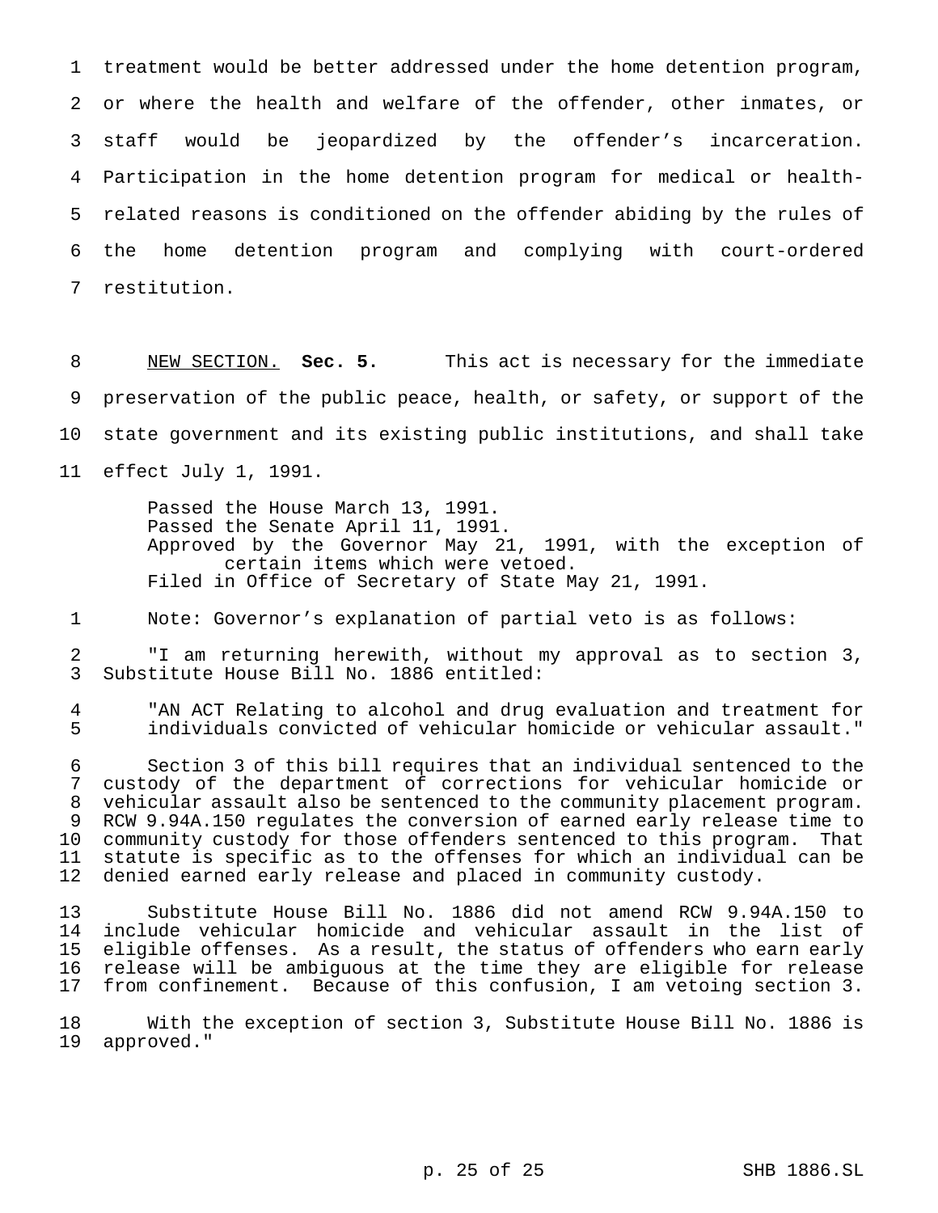treatment would be better addressed under the home detention program, or where the health and welfare of the offender, other inmates, or staff would be jeopardized by the offender's incarceration. Participation in the home detention program for medical or health-related reasons is conditioned on the offender abiding by the rules of the home detention program and complying with court-ordered restitution.

NEW SECTION. **Sec. 5.** This act is necessary for the immediate preservation of the public peace, health, or safety, or support of the state government and its existing public institutions, and shall take effect July 1, 1991.

Passed the House March 13, 1991.
Passed the Senate April 11, 1991.
Approved by the Governor May 21, 1991, with the exception of certain items which were vetoed.
Filed in Office of Secretary of State May 21, 1991.

Note: Governor's explanation of partial veto is as follows:

"I am returning herewith, without my approval as to section 3, Substitute House Bill No. 1886 entitled:

"AN ACT Relating to alcohol and drug evaluation and treatment for individuals convicted of vehicular homicide or vehicular assault."

Section 3 of this bill requires that an individual sentenced to the custody of the department of corrections for vehicular homicide or vehicular assault also be sentenced to the community placement program. RCW 9.94A.150 regulates the conversion of earned early release time to community custody for those offenders sentenced to this program. That statute is specific as to the offenses for which an individual can be denied earned early release and placed in community custody.

Substitute House Bill No. 1886 did not amend RCW 9.94A.150 to include vehicular homicide and vehicular assault in the list of eligible offenses. As a result, the status of offenders who earn early release will be ambiguous at the time they are eligible for release from confinement. Because of this confusion, I am vetoing section 3.

With the exception of section 3, Substitute House Bill No. 1886 is approved."